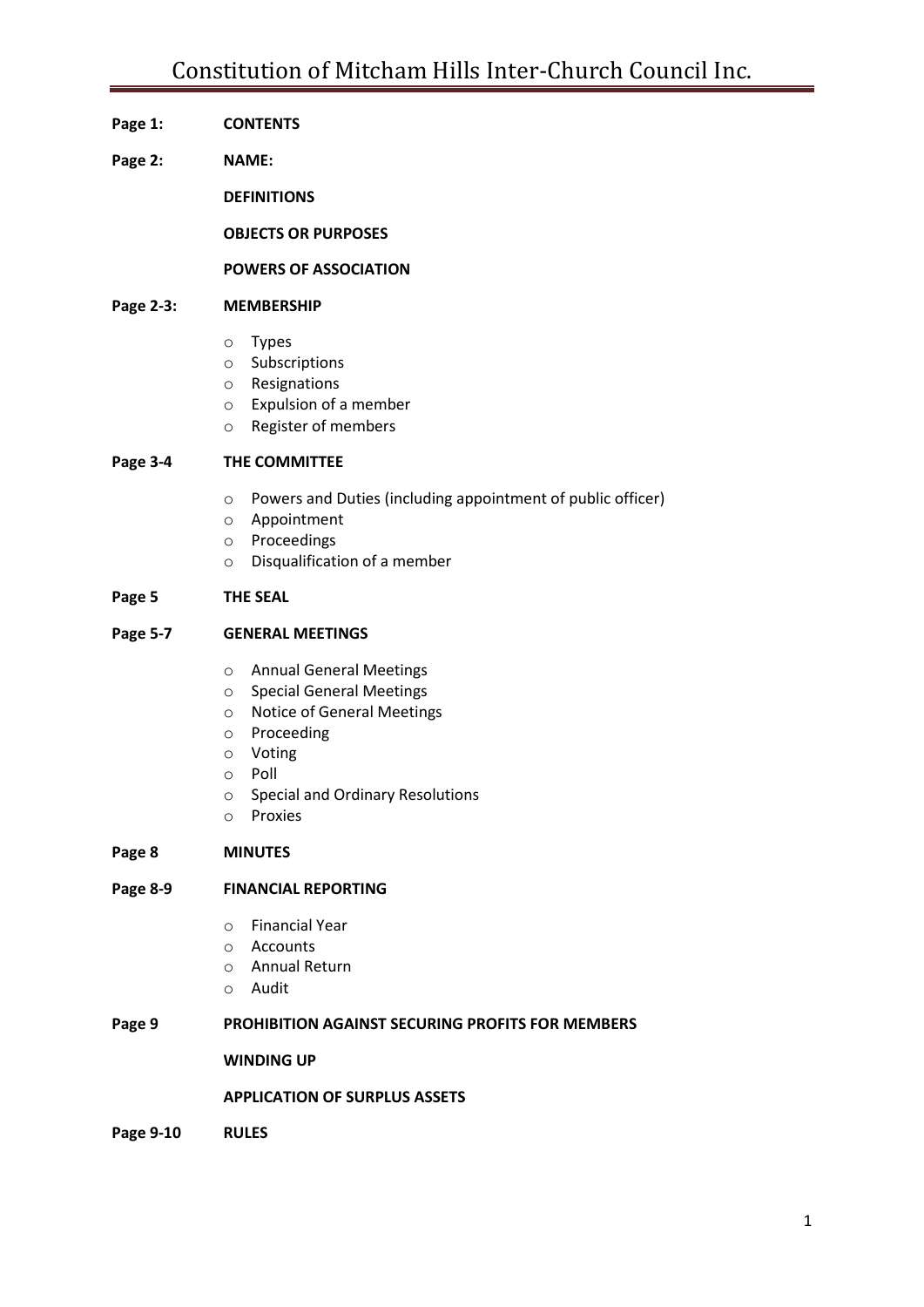# Constitution of Mitcham Hills Inter-Church Council Inc.

**Page 1:** **CONTENTS**

**Page 2:** **NAME:**

**DEFINITIONS**

**OBJECTS OR PURPOSES**

**POWERS OF ASSOCIATION**

**Page 2-3:** **MEMBERSHIP**

- Types
- Subscriptions
- Resignations
- Expulsion of a member
- Register of members

**Page 3-4** **THE COMMITTEE**

- Powers and Duties (including appointment of public officer)
- Appointment
- Proceedings
- Disqualification of a member

**Page 5** **THE SEAL**

**Page 5-7** **GENERAL MEETINGS**

- Annual General Meetings
- Special General Meetings
- Notice of General Meetings
- Proceeding
- Voting
- Poll
- Special and Ordinary Resolutions
- Proxies

**Page 8** **MINUTES**

**Page 8-9** **FINANCIAL REPORTING**

- Financial Year
- Accounts
- Annual Return
- Audit

**Page 9** **PROHIBITION AGAINST SECURING PROFITS FOR MEMBERS**

**WINDING UP**

**APPLICATION OF SURPLUS ASSETS**

**Page 9-10** **RULES**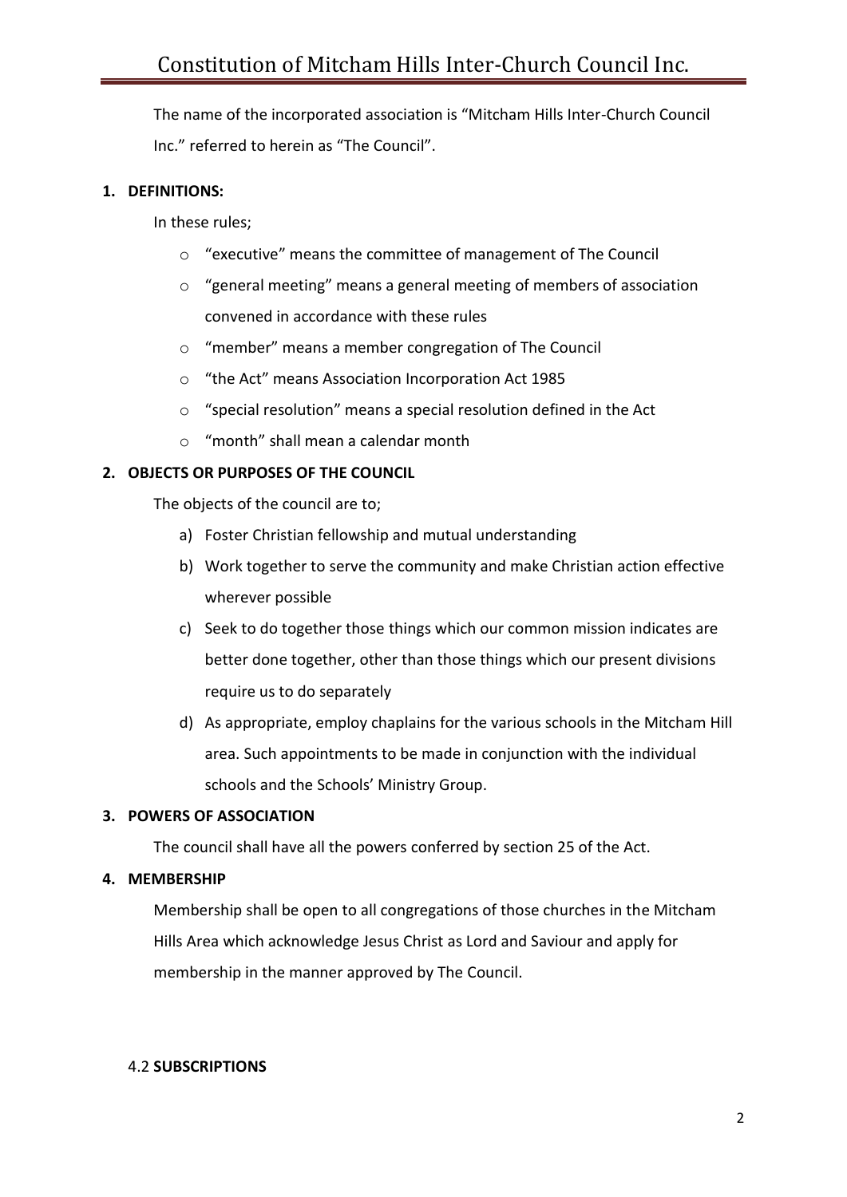The name of the incorporated association is "Mitcham Hills Inter-Church Council Inc." referred to herein as "The Council".

**1. DEFINITIONS:**

In these rules;

- "executive" means the committee of management of The Council
- "general meeting" means a general meeting of members of association convened in accordance with these rules
- "member" means a member congregation of The Council
- "the Act" means Association Incorporation Act 1985
- "special resolution" means a special resolution defined in the Act
- "month" shall mean a calendar month

**2. OBJECTS OR PURPOSES OF THE COUNCIL**

The objects of the council are to;

a) Foster Christian fellowship and mutual understanding
b) Work together to serve the community and make Christian action effective wherever possible
c) Seek to do together those things which our common mission indicates are better done together, other than those things which our present divisions require us to do separately
d) As appropriate, employ chaplains for the various schools in the Mitcham Hill area. Such appointments to be made in conjunction with the individual schools and the Schools' Ministry Group.

**3. POWERS OF ASSOCIATION**

The council shall have all the powers conferred by section 25 of the Act.

**4. MEMBERSHIP**

Membership shall be open to all congregations of those churches in the Mitcham Hills Area which acknowledge Jesus Christ as Lord and Saviour and apply for membership in the manner approved by The Council.

4.2 **SUBSCRIPTIONS**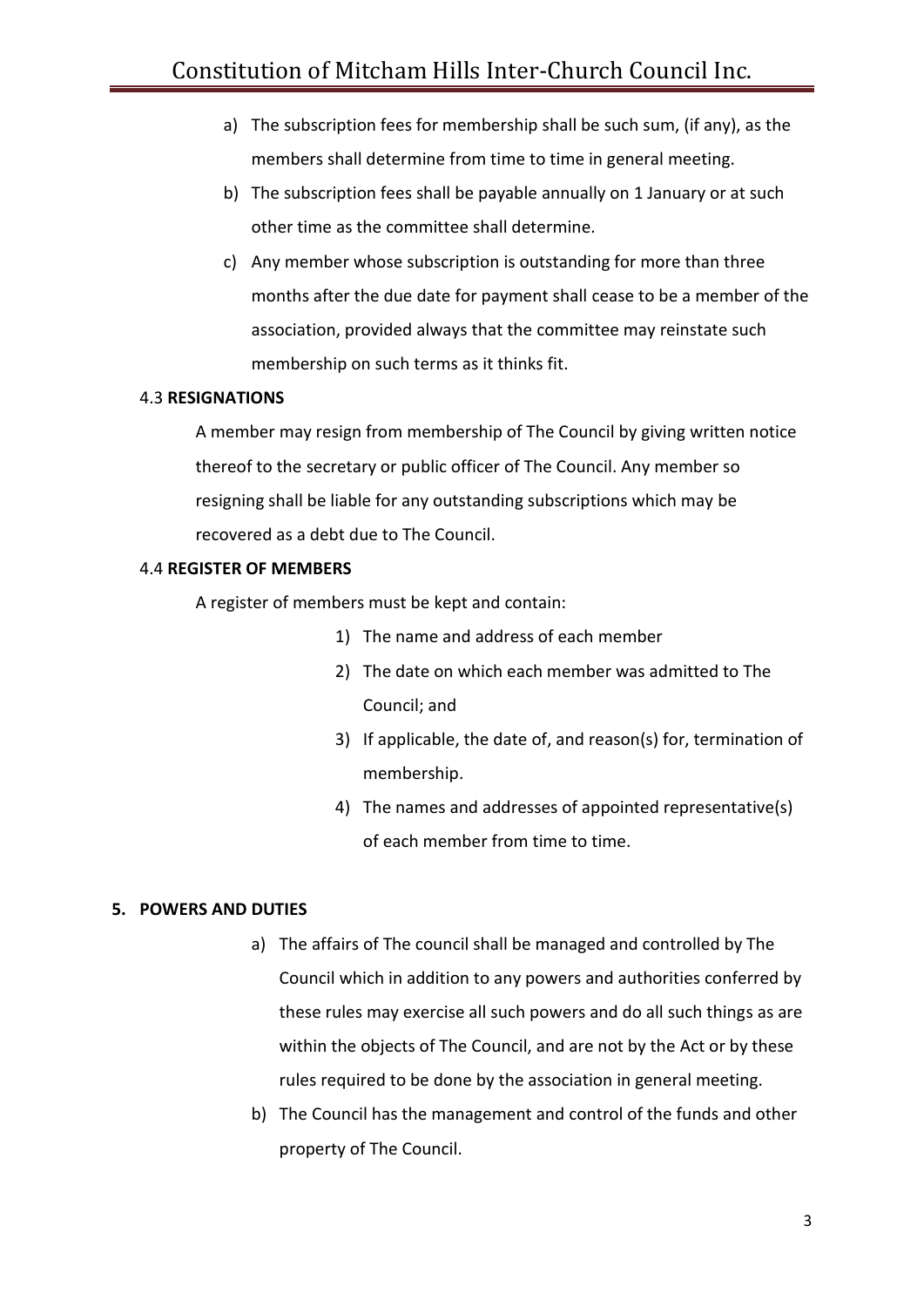a) The subscription fees for membership shall be such sum, (if any), as the members shall determine from time to time in general meeting.
b) The subscription fees shall be payable annually on 1 January or at such other time as the committee shall determine.
c) Any member whose subscription is outstanding for more than three months after the due date for payment shall cease to be a member of the association, provided always that the committee may reinstate such membership on such terms as it thinks fit.

### 4.3 **RESIGNATIONS**

A member may resign from membership of The Council by giving written notice thereof to the secretary or public officer of The Council. Any member so resigning shall be liable for any outstanding subscriptions which may be recovered as a debt due to The Council.

### 4.4 **REGISTER OF MEMBERS**

A register of members must be kept and contain:

1) The name and address of each member
2) The date on which each member was admitted to The Council; and
3) If applicable, the date of, and reason(s) for, termination of membership.
4) The names and addresses of appointed representative(s) of each member from time to time.

## 5. POWERS AND DUTIES

a) The affairs of The council shall be managed and controlled by The Council which in addition to any powers and authorities conferred by these rules may exercise all such powers and do all such things as are within the objects of The Council, and are not by the Act or by these rules required to be done by the association in general meeting.
b) The Council has the management and control of the funds and other property of The Council.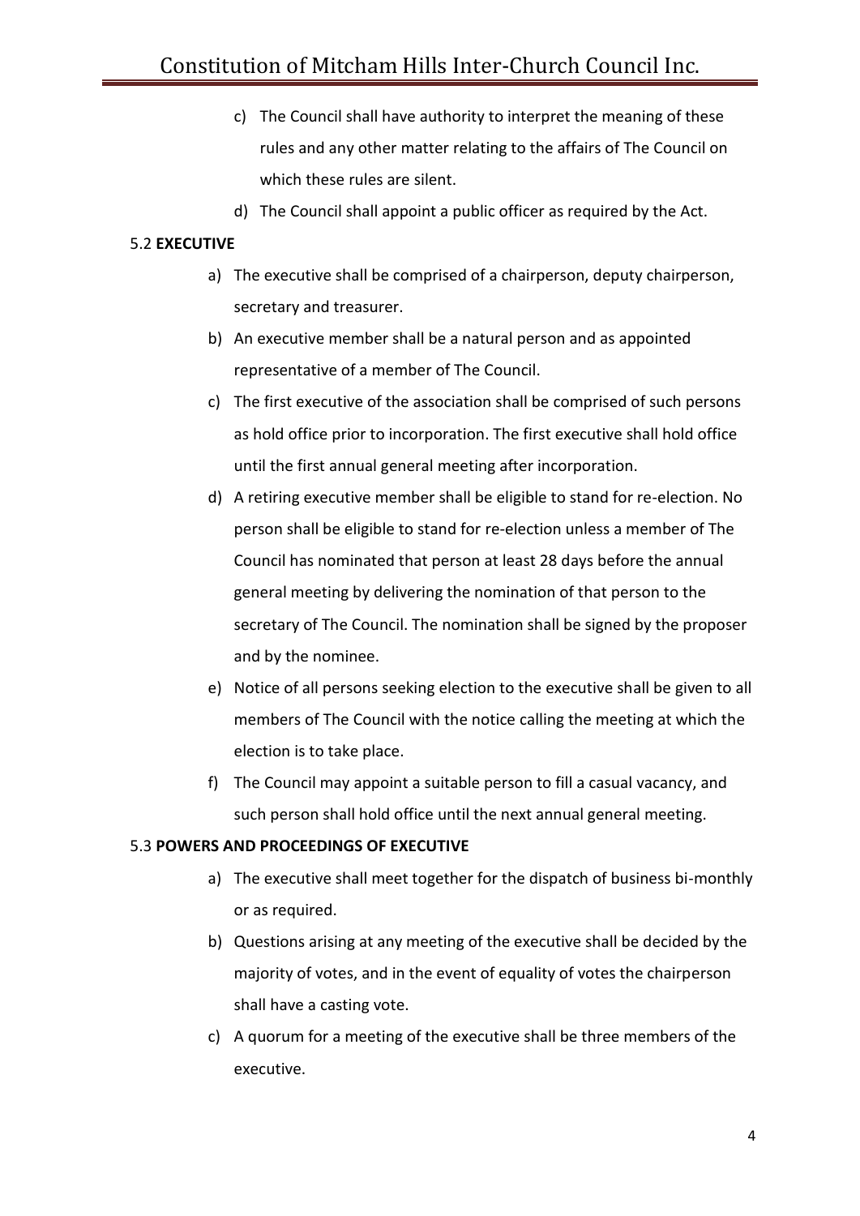c) The Council shall have authority to interpret the meaning of these rules and any other matter relating to the affairs of The Council on which these rules are silent.

d) The Council shall appoint a public officer as required by the Act.

5.2 **EXECUTIVE**

a) The executive shall be comprised of a chairperson, deputy chairperson, secretary and treasurer.

b) An executive member shall be a natural person and as appointed representative of a member of The Council.

c) The first executive of the association shall be comprised of such persons as hold office prior to incorporation. The first executive shall hold office until the first annual general meeting after incorporation.

d) A retiring executive member shall be eligible to stand for re-election. No person shall be eligible to stand for re-election unless a member of The Council has nominated that person at least 28 days before the annual general meeting by delivering the nomination of that person to the secretary of The Council. The nomination shall be signed by the proposer and by the nominee.

e) Notice of all persons seeking election to the executive shall be given to all members of The Council with the notice calling the meeting at which the election is to take place.

f) The Council may appoint a suitable person to fill a casual vacancy, and such person shall hold office until the next annual general meeting.

5.3 **POWERS AND PROCEEDINGS OF EXECUTIVE**

a) The executive shall meet together for the dispatch of business bi-monthly or as required.

b) Questions arising at any meeting of the executive shall be decided by the majority of votes, and in the event of equality of votes the chairperson shall have a casting vote.

c) A quorum for a meeting of the executive shall be three members of the executive.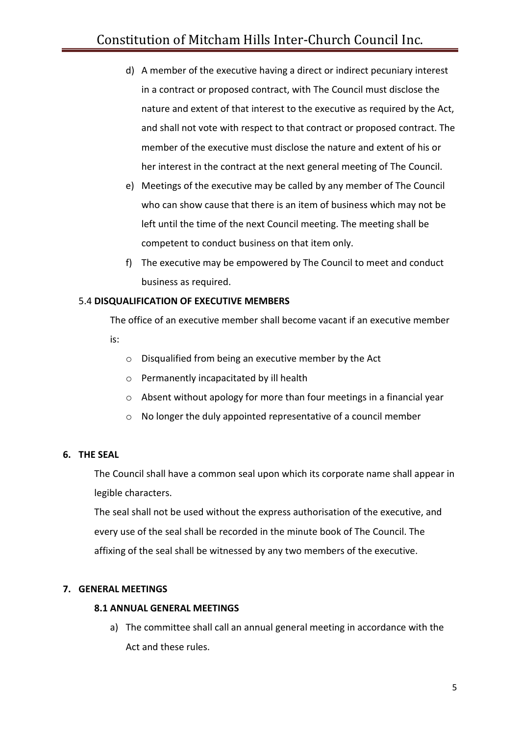d) A member of the executive having a direct or indirect pecuniary interest in a contract or proposed contract, with The Council must disclose the nature and extent of that interest to the executive as required by the Act, and shall not vote with respect to that contract or proposed contract. The member of the executive must disclose the nature and extent of his or her interest in the contract at the next general meeting of The Council.

e) Meetings of the executive may be called by any member of The Council who can show cause that there is an item of business which may not be left until the time of the next Council meeting. The meeting shall be competent to conduct business on that item only.

f) The executive may be empowered by The Council to meet and conduct business as required.

### 5.4 **DISQUALIFICATION OF EXECUTIVE MEMBERS**

The office of an executive member shall become vacant if an executive member is:

- Disqualified from being an executive member by the Act
- Permanently incapacitated by ill health
- Absent without apology for more than four meetings in a financial year
- No longer the duly appointed representative of a council member

## 6. THE SEAL

The Council shall have a common seal upon which its corporate name shall appear in legible characters.

The seal shall not be used without the express authorisation of the executive, and every use of the seal shall be recorded in the minute book of The Council. The affixing of the seal shall be witnessed by any two members of the executive.

## 7. GENERAL MEETINGS

### 8.1 ANNUAL GENERAL MEETINGS

a) The committee shall call an annual general meeting in accordance with the Act and these rules.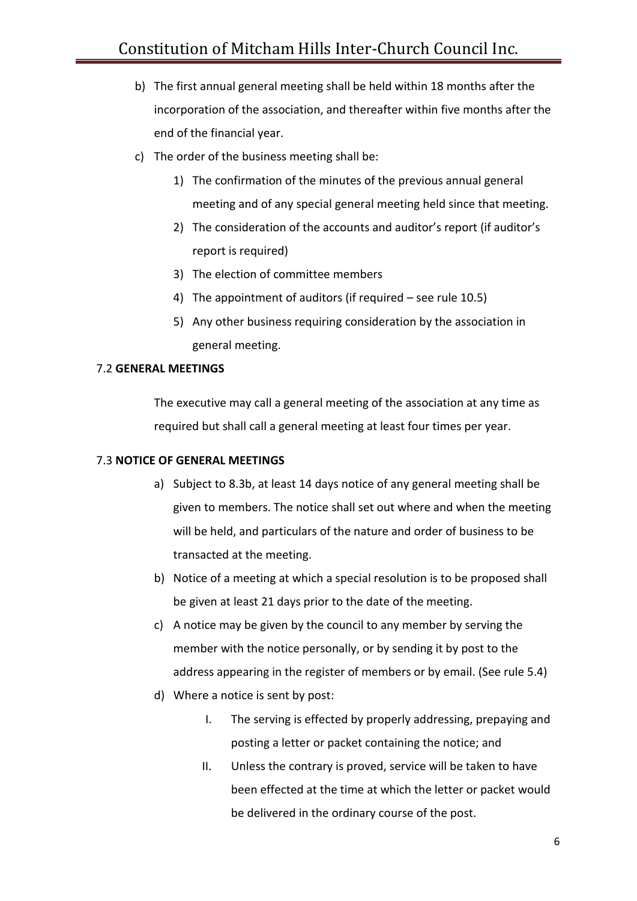b) The first annual general meeting shall be held within 18 months after the incorporation of the association, and thereafter within five months after the end of the financial year.

c) The order of the business meeting shall be:

   1) The confirmation of the minutes of the previous annual general meeting and of any special general meeting held since that meeting.
   2) The consideration of the accounts and auditor's report (if auditor's report is required)
   3) The election of committee members
   4) The appointment of auditors (if required – see rule 10.5)
   5) Any other business requiring consideration by the association in general meeting.

### 7.2 **GENERAL MEETINGS**

The executive may call a general meeting of the association at any time as required but shall call a general meeting at least four times per year.

### 7.3 **NOTICE OF GENERAL MEETINGS**

a) Subject to 8.3b, at least 14 days notice of any general meeting shall be given to members. The notice shall set out where and when the meeting will be held, and particulars of the nature and order of business to be transacted at the meeting.

b) Notice of a meeting at which a special resolution is to be proposed shall be given at least 21 days prior to the date of the meeting.

c) A notice may be given by the council to any member by serving the member with the notice personally, or by sending it by post to the address appearing in the register of members or by email. (See rule 5.4)

d) Where a notice is sent by post:

   I. The serving is effected by properly addressing, prepaying and posting a letter or packet containing the notice; and

   II. Unless the contrary is proved, service will be taken to have been effected at the time at which the letter or packet would be delivered in the ordinary course of the post.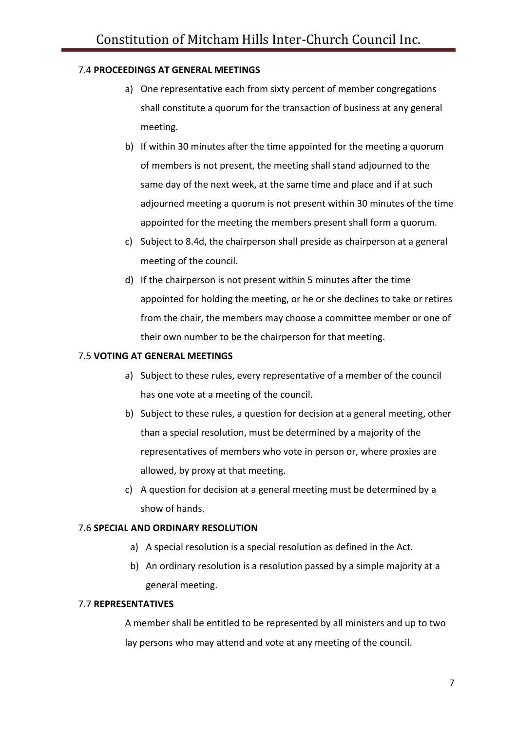### 7.4 PROCEEDINGS AT GENERAL MEETINGS

a) One representative each from sixty percent of member congregations shall constitute a quorum for the transaction of business at any general meeting.

b) If within 30 minutes after the time appointed for the meeting a quorum of members is not present, the meeting shall stand adjourned to the same day of the next week, at the same time and place and if at such adjourned meeting a quorum is not present within 30 minutes of the time appointed for the meeting the members present shall form a quorum.

c) Subject to 8.4d, the chairperson shall preside as chairperson at a general meeting of the council.

d) If the chairperson is not present within 5 minutes after the time appointed for holding the meeting, or he or she declines to take or retires from the chair, the members may choose a committee member or one of their own number to be the chairperson for that meeting.

### 7.5 VOTING AT GENERAL MEETINGS

a) Subject to these rules, every representative of a member of the council has one vote at a meeting of the council.

b) Subject to these rules, a question for decision at a general meeting, other than a special resolution, must be determined by a majority of the representatives of members who vote in person or, where proxies are allowed, by proxy at that meeting.

c) A question for decision at a general meeting must be determined by a show of hands.

### 7.6 SPECIAL AND ORDINARY RESOLUTION

a) A special resolution is a special resolution as defined in the Act.

b) An ordinary resolution is a resolution passed by a simple majority at a general meeting.

### 7.7 REPRESENTATIVES

A member shall be entitled to be represented by all ministers and up to two lay persons who may attend and vote at any meeting of the council.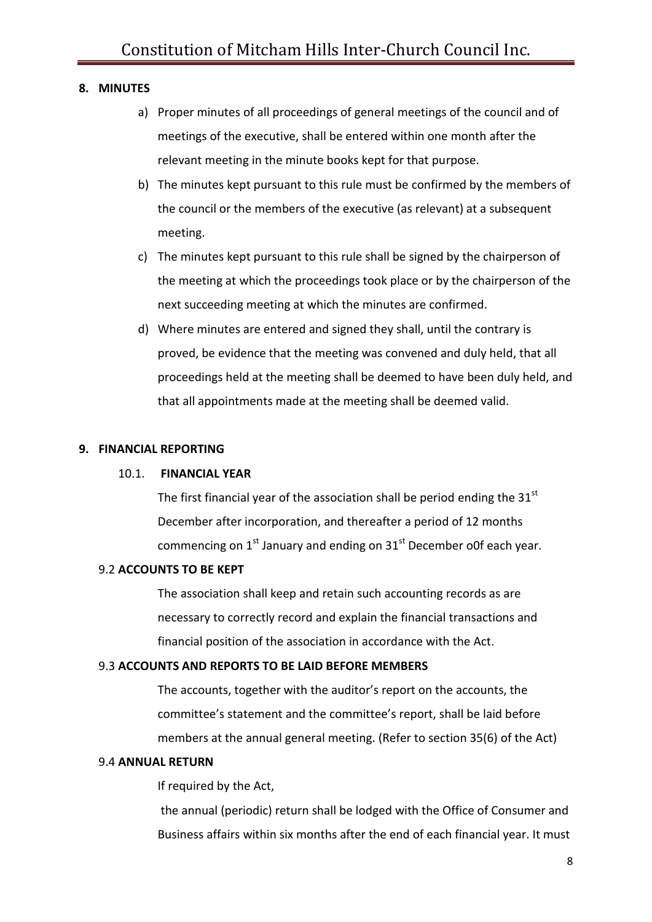## 8. MINUTES

a) Proper minutes of all proceedings of general meetings of the council and of meetings of the executive, shall be entered within one month after the relevant meeting in the minute books kept for that purpose.

b) The minutes kept pursuant to this rule must be confirmed by the members of the council or the members of the executive (as relevant) at a subsequent meeting.

c) The minutes kept pursuant to this rule shall be signed by the chairperson of the meeting at which the proceedings took place or by the chairperson of the next succeeding meeting at which the minutes are confirmed.

d) Where minutes are entered and signed they shall, until the contrary is proved, be evidence that the meeting was convened and duly held, that all proceedings held at the meeting shall be deemed to have been duly held, and that all appointments made at the meeting shall be deemed valid.

## 9. FINANCIAL REPORTING

### 10.1. FINANCIAL YEAR

The first financial year of the association shall be period ending the 31st December after incorporation, and thereafter a period of 12 months commencing on 1st January and ending on 31st December o0f each year.

### 9.2 ACCOUNTS TO BE KEPT

The association shall keep and retain such accounting records as are necessary to correctly record and explain the financial transactions and financial position of the association in accordance with the Act.

### 9.3 ACCOUNTS AND REPORTS TO BE LAID BEFORE MEMBERS

The accounts, together with the auditor's report on the accounts, the committee's statement and the committee's report, shall be laid before members at the annual general meeting. (Refer to section 35(6) of the Act)

### 9.4 ANNUAL RETURN

If required by the Act,

the annual (periodic) return shall be lodged with the Office of Consumer and Business affairs within six months after the end of each financial year. It must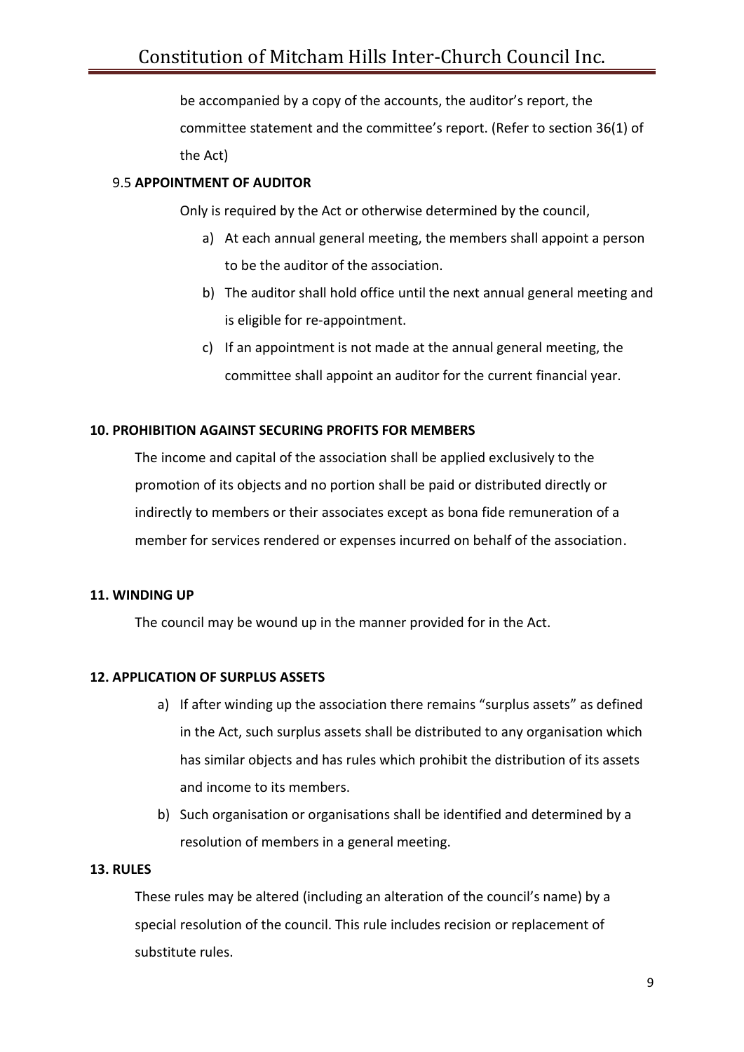be accompanied by a copy of the accounts, the auditor's report, the committee statement and the committee's report. (Refer to section 36(1) of the Act)

9.5 **APPOINTMENT OF AUDITOR**

Only is required by the Act or otherwise determined by the council,

a) At each annual general meeting, the members shall appoint a person to be the auditor of the association.
b) The auditor shall hold office until the next annual general meeting and is eligible for re-appointment.
c) If an appointment is not made at the annual general meeting, the committee shall appoint an auditor for the current financial year.

## 10. PROHIBITION AGAINST SECURING PROFITS FOR MEMBERS

The income and capital of the association shall be applied exclusively to the promotion of its objects and no portion shall be paid or distributed directly or indirectly to members or their associates except as bona fide remuneration of a member for services rendered or expenses incurred on behalf of the association.

## 11. WINDING UP

The council may be wound up in the manner provided for in the Act.

## 12. APPLICATION OF SURPLUS ASSETS

a) If after winding up the association there remains "surplus assets" as defined in the Act, such surplus assets shall be distributed to any organisation which has similar objects and has rules which prohibit the distribution of its assets and income to its members.
b) Such organisation or organisations shall be identified and determined by a resolution of members in a general meeting.

## 13. RULES

These rules may be altered (including an alteration of the council's name) by a special resolution of the council. This rule includes recision or replacement of substitute rules.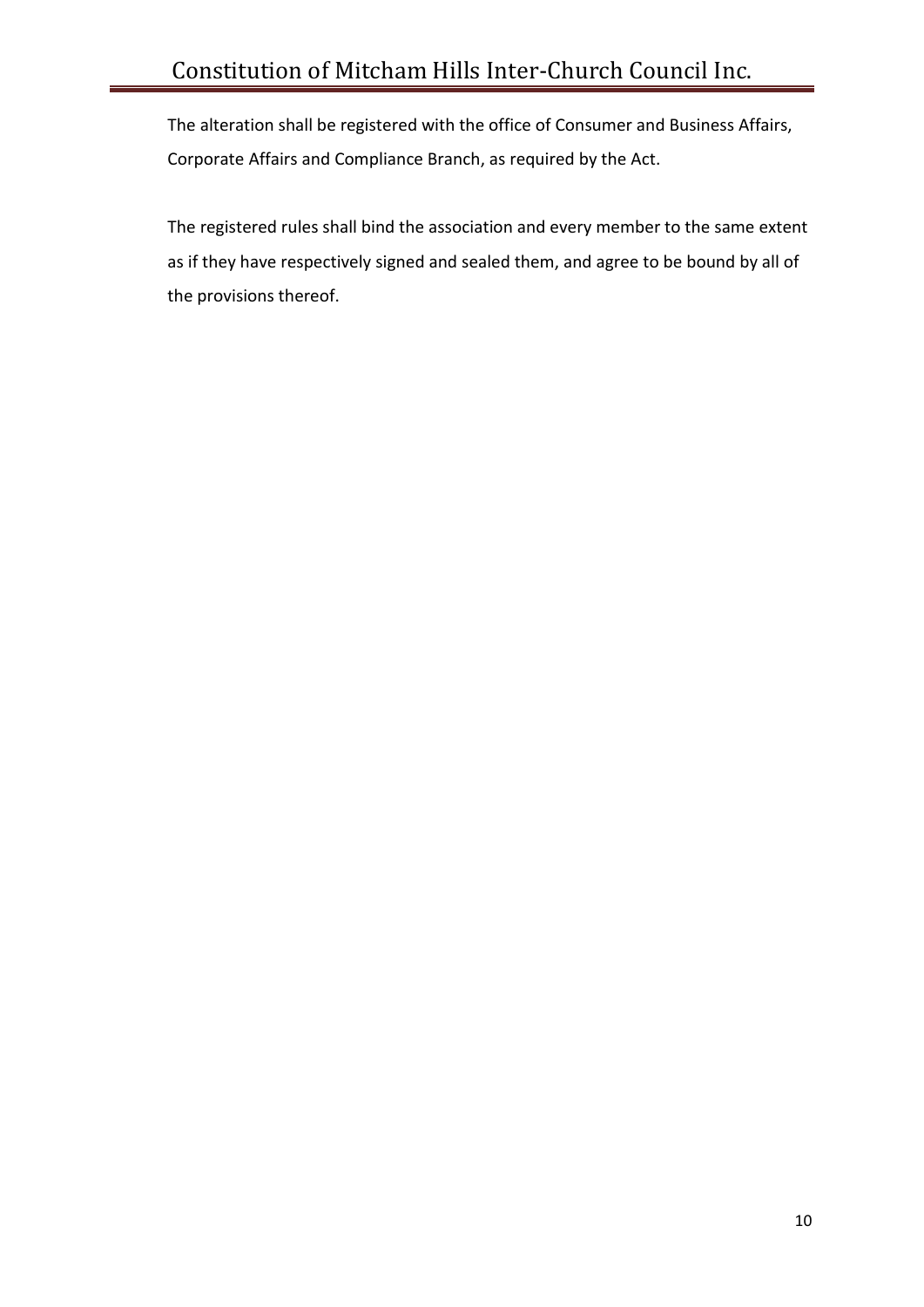The alteration shall be registered with the office of Consumer and Business Affairs, Corporate Affairs and Compliance Branch, as required by the Act.

The registered rules shall bind the association and every member to the same extent as if they have respectively signed and sealed them, and agree to be bound by all of the provisions thereof.